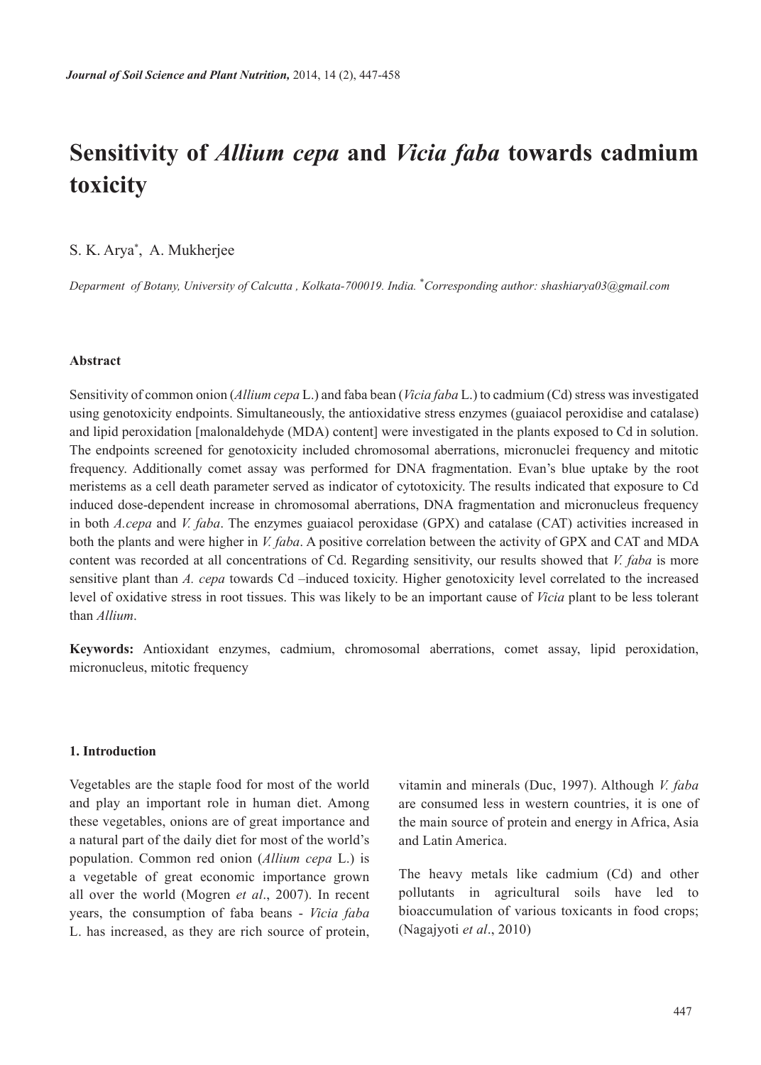# Sensitivity of *Allium cepa* and *Vicia faba* towards cadmium toxicity

S. K. Arya[*], A. Mukherjee

*Deparment of Botany, University of Calcutta , Kolkata-700019. India. [*]Corresponding author: shashiarya03@gmail.com*

## Abstract

Sensitivity of common onion (*Allium cepa* L.) and faba bean (*Vicia faba* L.) to cadmium (Cd) stress was investigated using genotoxicity endpoints. Simultaneously, the antioxidative stress enzymes (guaiacol peroxidise and catalase) and lipid peroxidation [malonaldehyde (MDA) content] were investigated in the plants exposed to Cd in solution. The endpoints screened for genotoxicity included chromosomal aberrations, micronuclei frequency and mitotic frequency. Additionally comet assay was performed for DNA fragmentation. Evan's blue uptake by the root meristems as a cell death parameter served as indicator of cytotoxicity. The results indicated that exposure to Cd induced dose-dependent increase in chromosomal aberrations, DNA fragmentation and micronucleus frequency in both *A.cepa* and *V. faba*. The enzymes guaiacol peroxidase (GPX) and catalase (CAT) activities increased in both the plants and were higher in *V. faba*. A positive correlation between the activity of GPX and CAT and MDA content was recorded at all concentrations of Cd. Regarding sensitivity, our results showed that *V. faba* is more sensitive plant than *A. cepa* towards Cd –induced toxicity. Higher genotoxicity level correlated to the increased level of oxidative stress in root tissues. This was likely to be an important cause of *Vicia* plant to be less tolerant than *Allium*.

**Keywords:** Antioxidant enzymes, cadmium, chromosomal aberrations, comet assay, lipid peroxidation, micronucleus, mitotic frequency

## 1. Introduction

Vegetables are the staple food for most of the world and play an important role in human diet. Among these vegetables, onions are of great importance and a natural part of the daily diet for most of the world's population. Common red onion (*Allium cepa* L.) is a vegetable of great economic importance grown all over the world (Mogren *et al*., 2007). In recent years, the consumption of faba beans - *Vicia faba* L. has increased, as they are rich source of protein, vitamin and minerals (Duc, 1997). Although *V. faba* are consumed less in western countries, it is one of the main source of protein and energy in Africa, Asia and Latin America.

The heavy metals like cadmium (Cd) and other pollutants in agricultural soils have led to bioaccumulation of various toxicants in food crops; (Nagajyoti *et al*., 2010)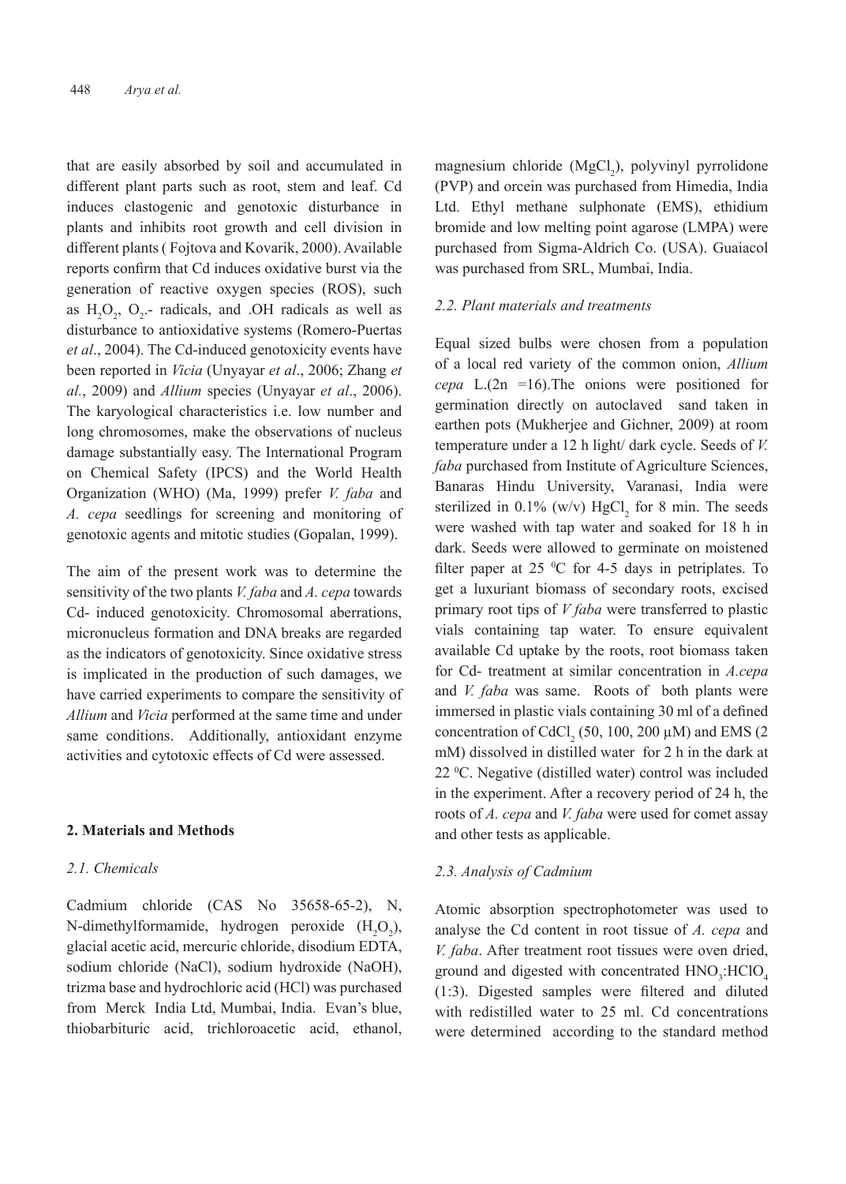that are easily absorbed by soil and accumulated in different plant parts such as root, stem and leaf. Cd induces clastogenic and genotoxic disturbance in plants and inhibits root growth and cell division in different plants ( Fojtova and Kovarik, 2000). Available reports confirm that Cd induces oxidative burst via the generation of reactive oxygen species (ROS), such as $H_2O_2$, $O_2$.- radicals, and .OH radicals as well as disturbance to antioxidative systems (Romero-Puertas *et al*., 2004). The Cd-induced genotoxicity events have been reported in *Vicia* (Unyayar *et al*., 2006; Zhang *et al.*, 2009) and *Allium* species (Unyayar *et al*., 2006). The karyological characteristics i.e. low number and long chromosomes, make the observations of nucleus damage substantially easy. The International Program on Chemical Safety (IPCS) and the World Health Organization (WHO) (Ma, 1999) prefer *V. faba* and *A. cepa* seedlings for screening and monitoring of genotoxic agents and mitotic studies (Gopalan, 1999).

The aim of the present work was to determine the sensitivity of the two plants *V. faba* and *A. cepa* towards Cd- induced genotoxicity. Chromosomal aberrations, micronucleus formation and DNA breaks are regarded as the indicators of genotoxicity. Since oxidative stress is implicated in the production of such damages, we have carried experiments to compare the sensitivity of *Allium* and *Vicia* performed at the same time and under same conditions. Additionally, antioxidant enzyme activities and cytotoxic effects of Cd were assessed.

## 2. Materials and Methods

### *2.1. Chemicals*

Cadmium chloride (CAS No 35658-65-2), N, N-dimethylformamide, hydrogen peroxide ($H_2O_2$), glacial acetic acid, mercuric chloride, disodium EDTA, sodium chloride (NaCl), sodium hydroxide (NaOH), trizma base and hydrochloric acid (HCl) was purchased from Merck India Ltd, Mumbai, India. Evan's blue, thiobarbituric acid, trichloroacetic acid, ethanol, magnesium chloride ($MgCl_2$), polyvinyl pyrrolidone (PVP) and orcein was purchased from Himedia, India Ltd. Ethyl methane sulphonate (EMS), ethidium bromide and low melting point agarose (LMPA) were purchased from Sigma-Aldrich Co. (USA). Guaiacol was purchased from SRL, Mumbai, India.

### *2.2. Plant materials and treatments*

Equal sized bulbs were chosen from a population of a local red variety of the common onion, *Allium cepa* L.(2n =16).The onions were positioned for germination directly on autoclaved sand taken in earthen pots (Mukherjee and Gichner, 2009) at room temperature under a 12 h light/ dark cycle. Seeds of *V. faba* purchased from Institute of Agriculture Sciences, Banaras Hindu University, Varanasi, India were sterilized in 0.1% (w/v) $HgCl_2$ for 8 min. The seeds were washed with tap water and soaked for 18 h in dark. Seeds were allowed to germinate on moistened filter paper at 25 $^0$C for 4-5 days in petriplates. To get a luxuriant biomass of secondary roots, excised primary root tips of *V faba* were transferred to plastic vials containing tap water. To ensure equivalent available Cd uptake by the roots, root biomass taken for Cd- treatment at similar concentration in *A.cepa* and *V. faba* was same. Roots of both plants were immersed in plastic vials containing 30 ml of a defined concentration of $CdCl_2$ (50, 100, 200 μM) and EMS (2 mM) dissolved in distilled water for 2 h in the dark at 22 $^0$C. Negative (distilled water) control was included in the experiment. After a recovery period of 24 h, the roots of *A. cepa* and *V. faba* were used for comet assay and other tests as applicable.

### *2.3. Analysis of Cadmium*

Atomic absorption spectrophotometer was used to analyse the Cd content in root tissue of *A. cepa* and *V. faba*. After treatment root tissues were oven dried, ground and digested with concentrated $HNO_3$:$HClO_4$ (1:3). Digested samples were filtered and diluted with redistilled water to 25 ml. Cd concentrations were determined according to the standard method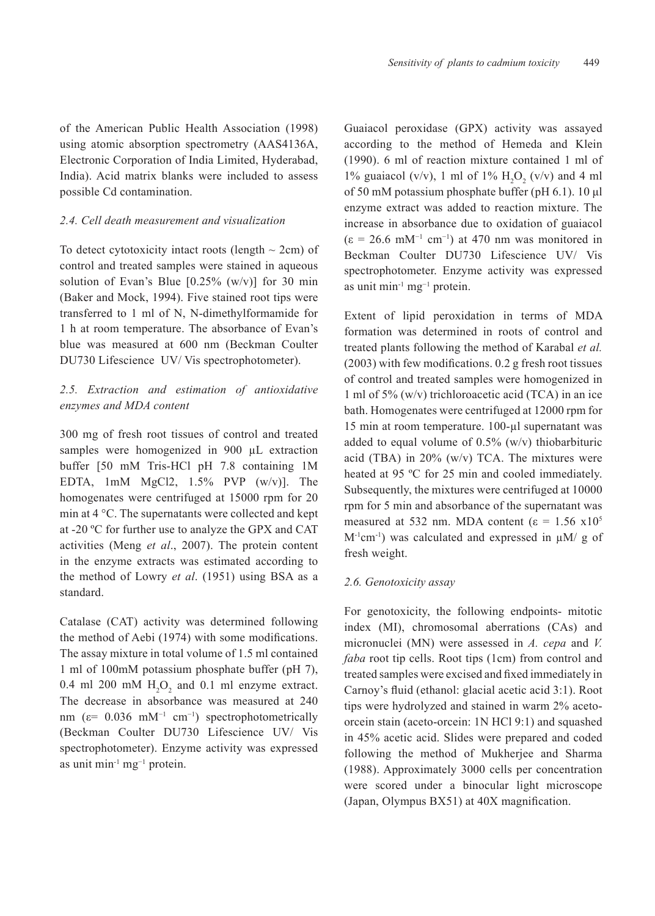of the American Public Health Association (1998) using atomic absorption spectrometry (AAS4136A, Electronic Corporation of India Limited, Hyderabad, India). Acid matrix blanks were included to assess possible Cd contamination.

### *2.4. Cell death measurement and visualization*

To detect cytotoxicity intact roots (length ~ 2cm) of control and treated samples were stained in aqueous solution of Evan's Blue [0.25% (w/v)] for 30 min (Baker and Mock, 1994). Five stained root tips were transferred to 1 ml of N, N-dimethylformamide for 1 h at room temperature. The absorbance of Evan's blue was measured at 600 nm (Beckman Coulter DU730 Lifescience UV/ Vis spectrophotometer).

### *2.5. Extraction and estimation of antioxidative enzymes and MDA content*

300 mg of fresh root tissues of control and treated samples were homogenized in 900 µL extraction buffer [50 mM Tris-HCl pH 7.8 containing 1M EDTA, 1mM MgCl2, 1.5% PVP (w/v)]. The homogenates were centrifuged at 15000 rpm for 20 min at 4 °C. The supernatants were collected and kept at -20 ºC for further use to analyze the GPX and CAT activities (Meng *et al*., 2007). The protein content in the enzyme extracts was estimated according to the method of Lowry *et al*. (1951) using BSA as a standard.

Catalase (CAT) activity was determined following the method of Aebi (1974) with some modifications. The assay mixture in total volume of 1.5 ml contained 1 ml of 100mM potassium phosphate buffer (pH 7), 0.4 ml 200 mM $H_2O_2$ and 0.1 ml enzyme extract. The decrease in absorbance was measured at 240 nm ($\varepsilon$= 0.036 $mM^{-1}$ $cm^{-1}$) spectrophotometrically (Beckman Coulter DU730 Lifescience UV/ Vis spectrophotometer). Enzyme activity was expressed as unit $min^{-1}$ $mg^{-1}$ protein.

Guaiacol peroxidase (GPX) activity was assayed according to the method of Hemeda and Klein (1990). 6 ml of reaction mixture contained 1 ml of 1% guaiacol (v/v), 1 ml of 1% $H_2O_2$ (v/v) and 4 ml of 50 mM potassium phosphate buffer (pH 6.1). 10 µl enzyme extract was added to reaction mixture. The increase in absorbance due to oxidation of guaiacol ($\varepsilon$ = 26.6 $mM^{-1}$ $cm^{-1}$) at 470 nm was monitored in Beckman Coulter DU730 Lifescience UV/ Vis spectrophotometer. Enzyme activity was expressed as unit $min^{-1}$ $mg^{-1}$ protein.

Extent of lipid peroxidation in terms of MDA formation was determined in roots of control and treated plants following the method of Karabal *et al.* (2003) with few modifications. 0.2 g fresh root tissues of control and treated samples were homogenized in 1 ml of 5% (w/v) trichloroacetic acid (TCA) in an ice bath. Homogenates were centrifuged at 12000 rpm for 15 min at room temperature. 100-µl supernatant was added to equal volume of 0.5% (w/v) thiobarbituric acid (TBA) in 20% (w/v) TCA. The mixtures were heated at 95 ºC for 25 min and cooled immediately. Subsequently, the mixtures were centrifuged at 10000 rpm for 5 min and absorbance of the supernatant was measured at 532 nm. MDA content ($\varepsilon$ = 1.56 x$10^5$ $M^{-1}cm^{-1}$) was calculated and expressed in µM/ g of fresh weight.

### *2.6. Genotoxicity assay*

For genotoxicity, the following endpoints- mitotic index (MI), chromosomal aberrations (CAs) and micronuclei (MN) were assessed in *A. cepa* and *V. faba* root tip cells. Root tips (1cm) from control and treated samples were excised and fixed immediately in Carnoy's fluid (ethanol: glacial acetic acid 3:1). Root tips were hydrolyzed and stained in warm 2% aceto-orcein stain (aceto-orcein: 1N HCl 9:1) and squashed in 45% acetic acid. Slides were prepared and coded following the method of Mukherjee and Sharma (1988). Approximately 3000 cells per concentration were scored under a binocular light microscope (Japan, Olympus BX51) at 40X magnification.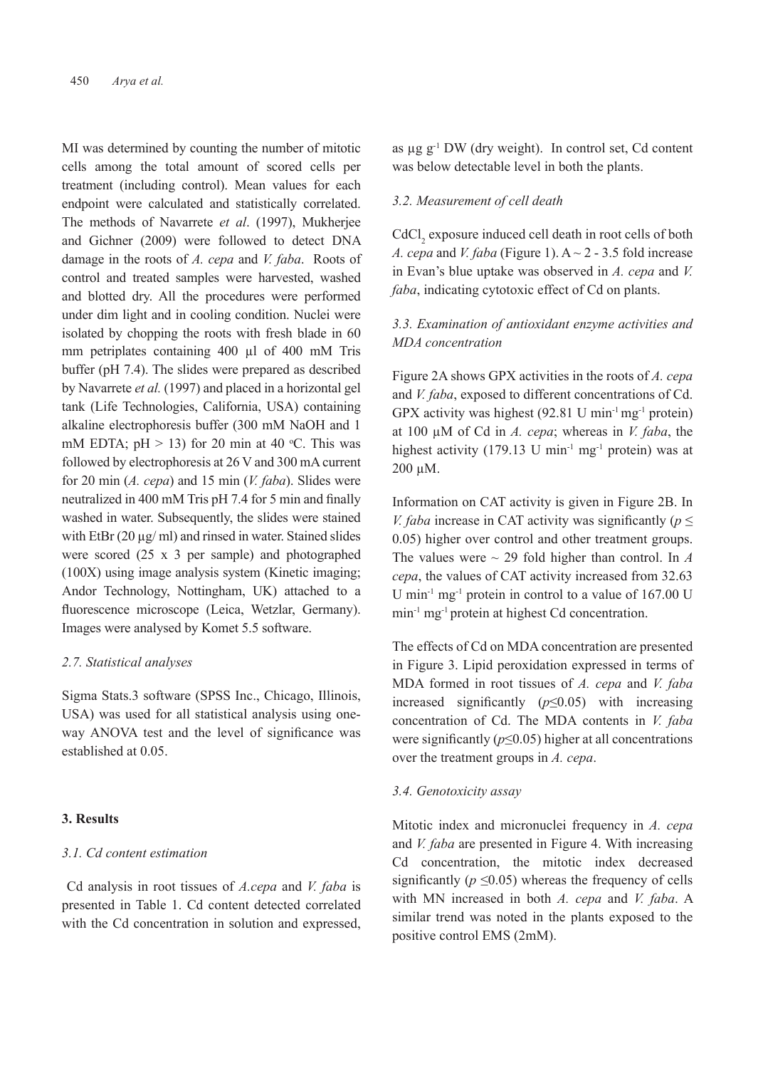MI was determined by counting the number of mitotic cells among the total amount of scored cells per treatment (including control). Mean values for each endpoint were calculated and statistically correlated. The methods of Navarrete *et al*. (1997), Mukherjee and Gichner (2009) were followed to detect DNA damage in the roots of *A. cepa* and *V. faba*. Roots of control and treated samples were harvested, washed and blotted dry. All the procedures were performed under dim light and in cooling condition. Nuclei were isolated by chopping the roots with fresh blade in 60 mm petriplates containing 400 µl of 400 mM Tris buffer (pH 7.4). The slides were prepared as described by Navarrete *et al.* (1997) and placed in a horizontal gel tank (Life Technologies, California, USA) containing alkaline electrophoresis buffer (300 mM NaOH and 1 mM EDTA; pH > 13) for 20 min at 40 °C. This was followed by electrophoresis at 26 V and 300 mA current for 20 min (*A. cepa*) and 15 min (*V. faba*). Slides were neutralized in 400 mM Tris pH 7.4 for 5 min and finally washed in water. Subsequently, the slides were stained with EtBr (20 µg/ ml) and rinsed in water. Stained slides were scored (25 x 3 per sample) and photographed (100X) using image analysis system (Kinetic imaging; Andor Technology, Nottingham, UK) attached to a fluorescence microscope (Leica, Wetzlar, Germany). Images were analysed by Komet 5.5 software.

### *2.7. Statistical analyses*

Sigma Stats.3 software (SPSS Inc., Chicago, Illinois, USA) was used for all statistical analysis using one-way ANOVA test and the level of significance was established at 0.05.

## 3. Results

### *3.1. Cd content estimation*

Cd analysis in root tissues of *A.cepa* and *V. faba* is presented in Table 1. Cd content detected correlated with the Cd concentration in solution and expressed, as µg $g^{-1}$ DW (dry weight). In control set, Cd content was below detectable level in both the plants.

### *3.2. Measurement of cell death*

$CdCl_2$ exposure induced cell death in root cells of both *A. cepa* and *V. faba* (Figure 1). A ~ 2 - 3.5 fold increase in Evan's blue uptake was observed in *A. cepa* and *V. faba*, indicating cytotoxic effect of Cd on plants.

### *3.3. Examination of antioxidant enzyme activities and MDA concentration*

Figure 2A shows GPX activities in the roots of *A. cepa* and *V. faba*, exposed to different concentrations of Cd. GPX activity was highest (92.81 U $min^{-1}$ $mg^{-1}$ protein) at 100 µM of Cd in *A. cepa*; whereas in *V. faba*, the highest activity (179.13 U $min^{-1}$ $mg^{-1}$ protein) was at 200 µM.

Information on CAT activity is given in Figure 2B. In *V. faba* increase in CAT activity was significantly ($p \leq 0.05$) higher over control and other treatment groups. The values were ~ 29 fold higher than control. In *A cepa*, the values of CAT activity increased from 32.63 U $min^{-1}$ $mg^{-1}$ protein in control to a value of 167.00 U $min^{-1}$ $mg^{-1}$ protein at highest Cd concentration.

The effects of Cd on MDA concentration are presented in Figure 3. Lipid peroxidation expressed in terms of MDA formed in root tissues of *A. cepa* and *V. faba* increased significantly ($p \leq 0.05$) with increasing concentration of Cd. The MDA contents in *V. faba* were significantly ($p \leq 0.05$) higher at all concentrations over the treatment groups in *A. cepa*.

### *3.4. Genotoxicity assay*

Mitotic index and micronuclei frequency in *A. cepa* and *V. faba* are presented in Figure 4. With increasing Cd concentration, the mitotic index decreased significantly ($p \leq 0.05$) whereas the frequency of cells with MN increased in both *A. cepa* and *V. faba*. A similar trend was noted in the plants exposed to the positive control EMS (2mM).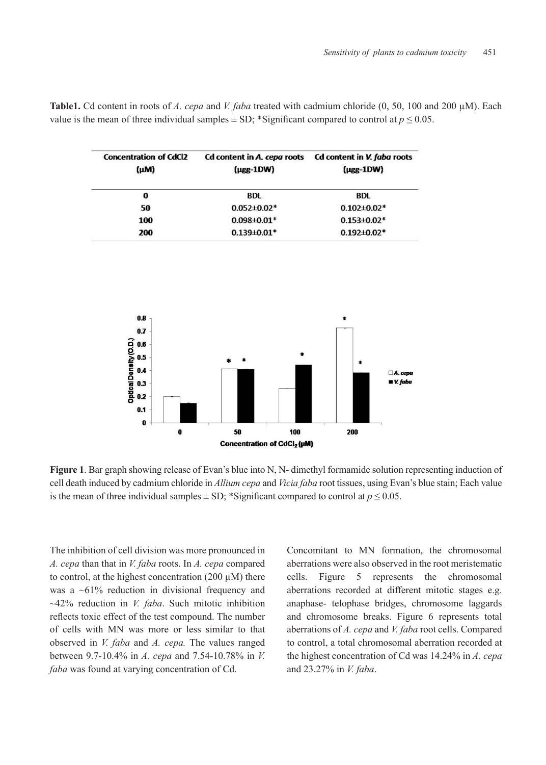**Table1.** Cd content in roots of *A. cepa* and *V. faba* treated with cadmium chloride (0, 50, 100 and 200 μM). Each value is the mean of three individual samples ± SD; *Significant compared to control at $p \leq 0.05$.

| Concentration of CdCl2 (μM) | Cd content in *A. cepa* roots (μgg-1DW) | Cd content in *V. faba* roots (μgg-1DW) |
|---|---|---|
| 0 | BDL | BDL |
| 50 | 0.052±0.02* | 0.102±0.02* |
| 100 | 0.098±0.01* | 0.153±0.02* |
| 200 | 0.139±0.01* | 0.192±0.02* |

**Figure 1**. Bar graph showing release of Evan's blue into N, N- dimethyl formamide solution representing induction of cell death induced by cadmium chloride in *Allium cepa* and *Vicia faba* root tissues, using Evan's blue stain; Each value is the mean of three individual samples ± SD; *Significant compared to control at $p \leq 0.05$.

The inhibition of cell division was more pronounced in *A. cepa* than that in *V. faba* roots. In *A. cepa* compared to control, at the highest concentration (200 μM) there was a ~61% reduction in divisional frequency and ~42% reduction in *V. faba*. Such mitotic inhibition reflects toxic effect of the test compound. The number of cells with MN was more or less similar to that observed in *V. faba* and *A. cepa.* The values ranged between 9.7-10.4% in *A. cepa* and 7.54-10.78% in *V. faba* was found at varying concentration of Cd.

Concomitant to MN formation, the chromosomal aberrations were also observed in the root meristematic cells. Figure 5 represents the chromosomal aberrations recorded at different mitotic stages e.g. anaphase- telophase bridges, chromosome laggards and chromosome breaks. Figure 6 represents total aberrations of *A. cepa* and *V. faba* root cells. Compared to control, a total chromosomal aberration recorded at the highest concentration of Cd was 14.24% in *A. cepa* and 23.27% in *V. faba*.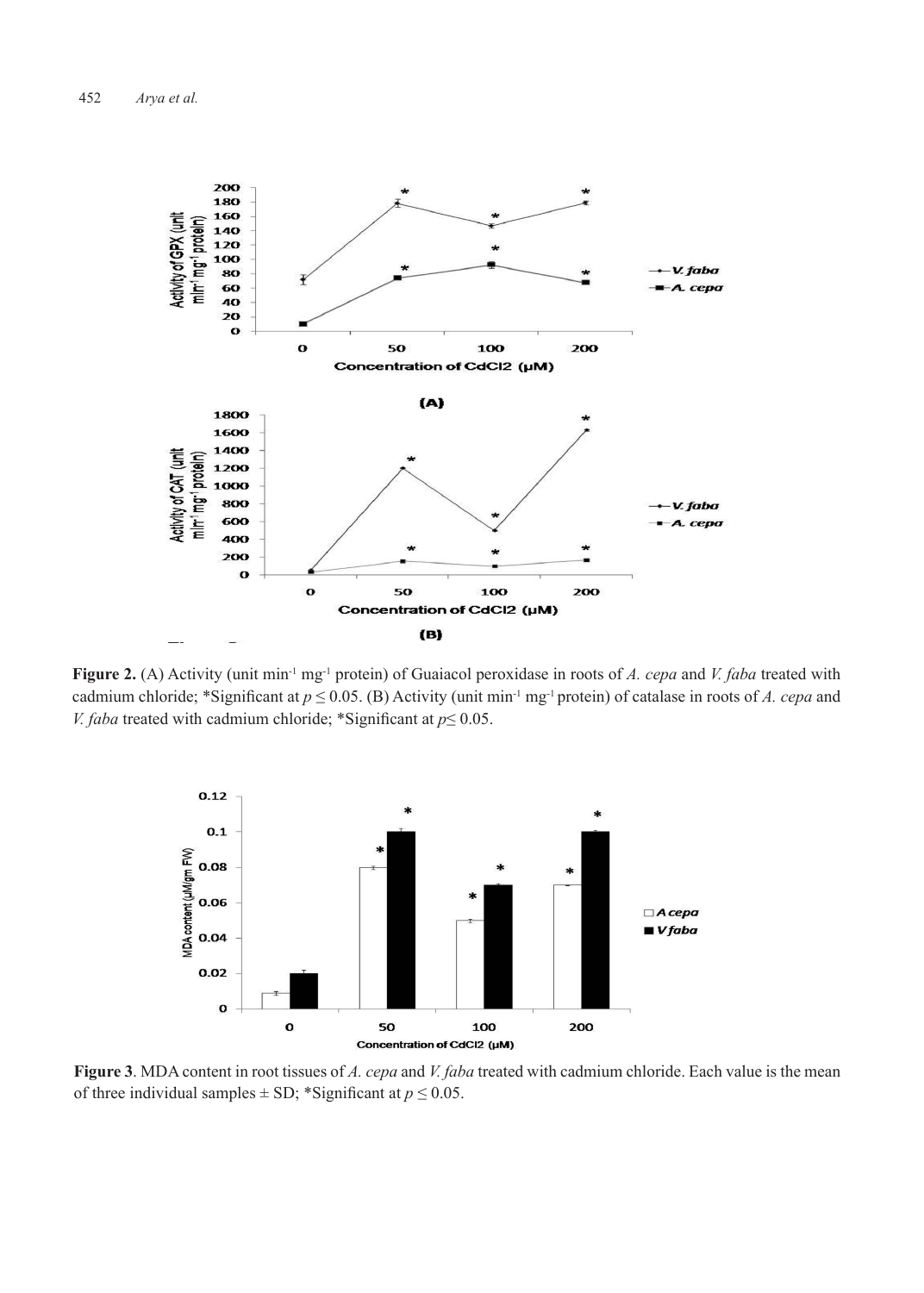**Figure 2.** (A) Activity (unit $min^{-1}$ $mg^{-1}$ protein) of Guaiacol peroxidase in roots of *A. cepa* and *V. faba* treated with cadmium chloride; *Significant at $p \leq 0.05$. (B) Activity (unit $min^{-1}$ $mg^{-1}$ protein) of catalase in roots of *A. cepa* and *V. faba* treated with cadmium chloride; *Significant at $p \leq 0.05$.

**Figure 3**. MDA content in root tissues of *A. cepa* and *V. faba* treated with cadmium chloride. Each value is the mean of three individual samples ± SD; *Significant at $p \leq 0.05$.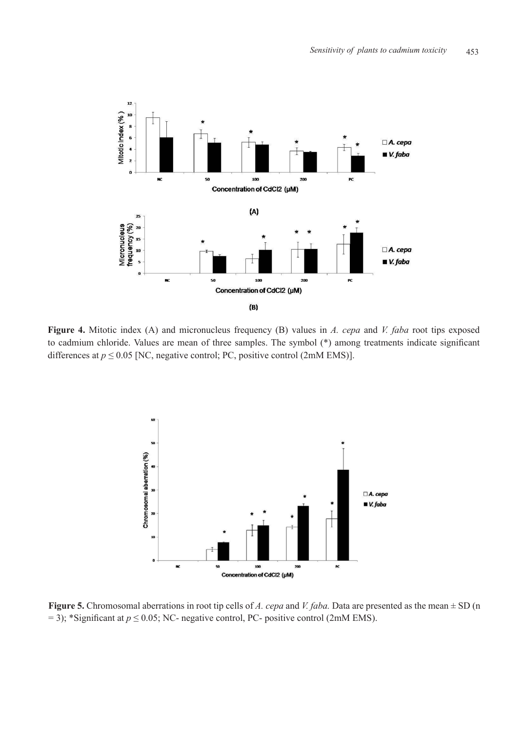**Figure 4.** Mitotic index (A) and micronucleus frequency (B) values in *A. cepa* and *V. faba* root tips exposed to cadmium chloride. Values are mean of three samples. The symbol (*) among treatments indicate significant differences at $p \leq 0.05$ [NC, negative control; PC, positive control (2mM EMS)].

**Figure 5.** Chromosomal aberrations in root tip cells of *A. cepa* and *V. faba.* Data are presented as the mean ± SD (n = 3); *Significant at $p \leq 0.05$; NC- negative control, PC- positive control (2mM EMS).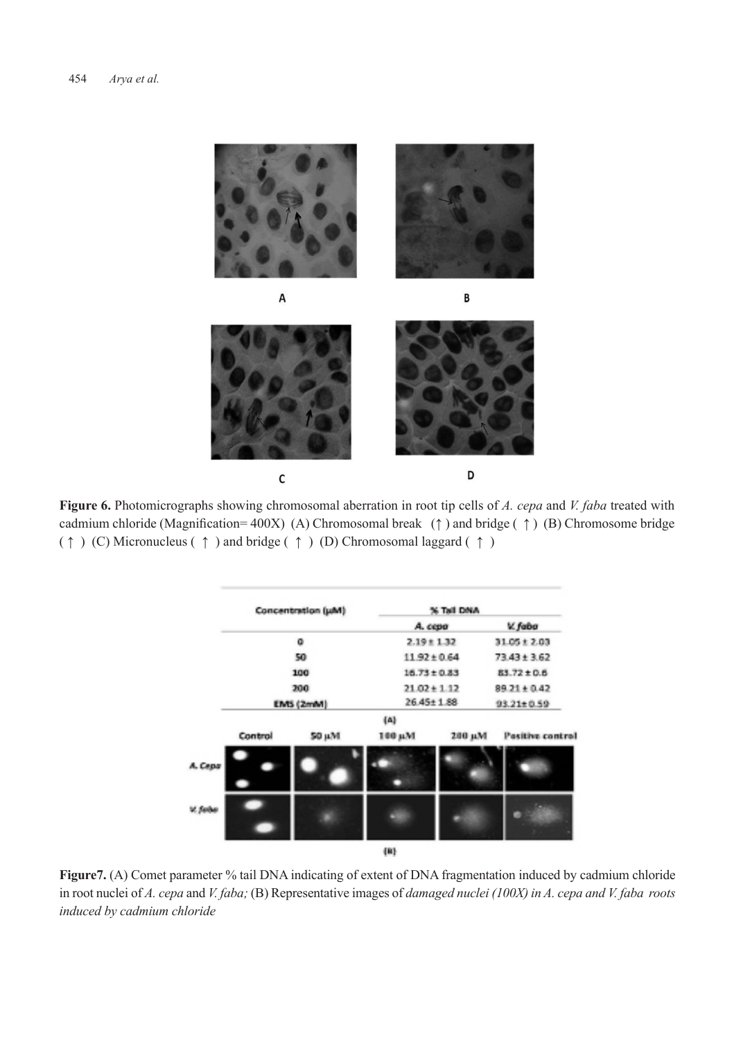A

B

C

D

**Figure 6.** Photomicrographs showing chromosomal aberration in root tip cells of *A. cepa* and *V. faba* treated with cadmium chloride (Magnification= 400X) (A) Chromosomal break (↑) and bridge (↑) (B) Chromosome bridge (↑) (C) Micronucleus (↑) and bridge (↑) (D) Chromosomal laggard (↑)

| Concentration (μM) | % Tail DNA | |
|---|---|---|
| | *A. cepa* | *V. faba* |
| 0 | 2.19 ± 1.32 | 31.05 ± 2.03 |
| 50 | 11.92 ± 0.64 | 73.43 ± 3.62 |
| 100 | 16.73 ± 0.83 | 83.72 ± 0.6 |
| 200 | 21.02 ± 1.12 | 89.21 ± 0.42 |
| EMS (2mM) | 26.45± 1.88 | 93.21±0.59 |

(A)

Control | 50 μM | 100 μM | 200 μM | Positive control

*A. Cepa*

*V. faba*

(B)

**Figure7.** (A) Comet parameter % tail DNA indicating of extent of DNA fragmentation induced by cadmium chloride in root nuclei of *A. cepa* and *V. faba;* (B) Representative images of *damaged nuclei (100X) in A. cepa and V. faba roots induced by cadmium chloride*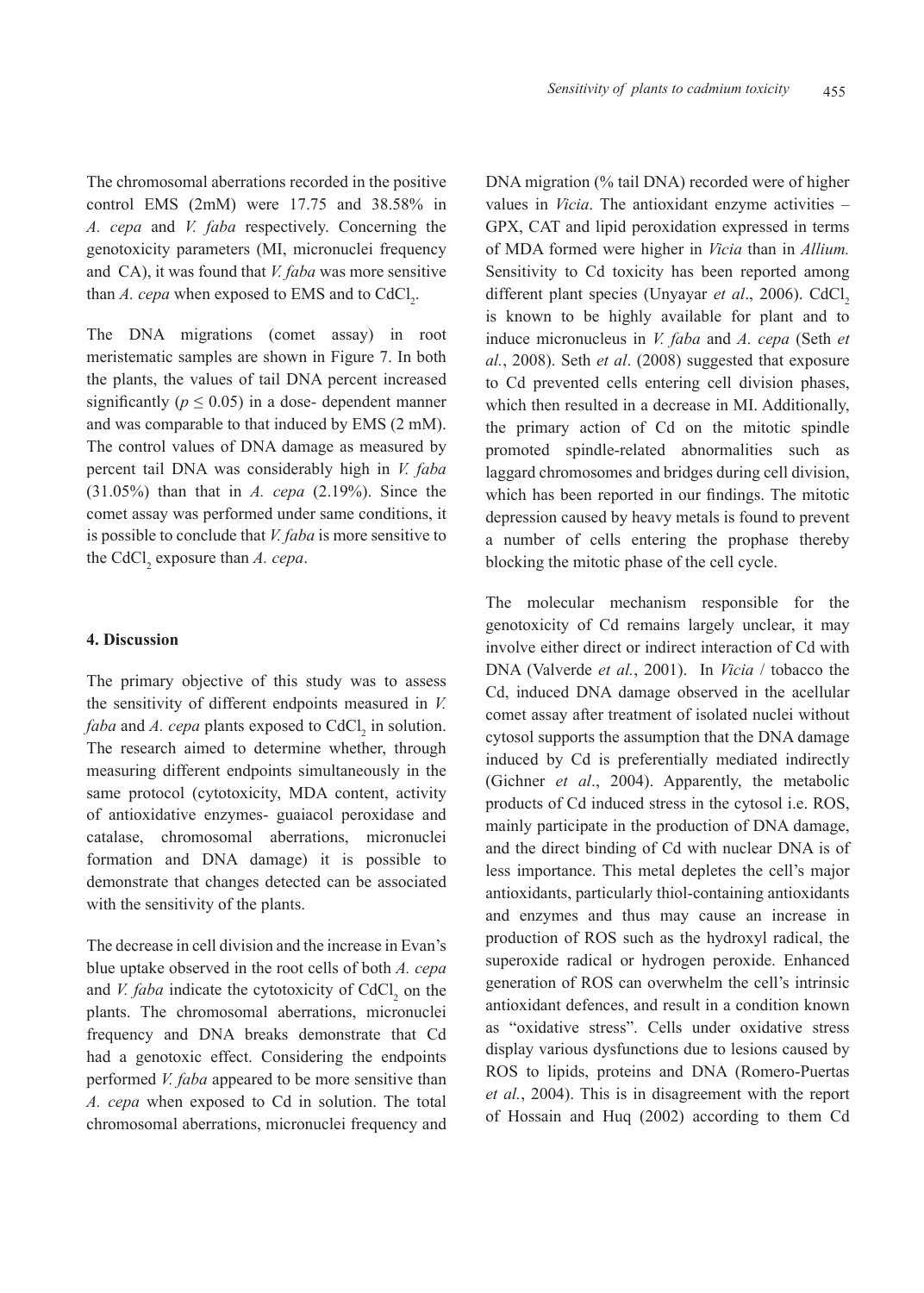The chromosomal aberrations recorded in the positive control EMS (2mM) were 17.75 and 38.58% in *A. cepa* and *V. faba* respectively. Concerning the genotoxicity parameters (MI, micronuclei frequency and CA), it was found that *V. faba* was more sensitive than *A. cepa* when exposed to EMS and to $CdCl_2$.

The DNA migrations (comet assay) in root meristematic samples are shown in Figure 7. In both the plants, the values of tail DNA percent increased significantly ($p \leq 0.05$) in a dose- dependent manner and was comparable to that induced by EMS (2 mM). The control values of DNA damage as measured by percent tail DNA was considerably high in *V. faba* (31.05%) than that in *A. cepa* (2.19%). Since the comet assay was performed under same conditions, it is possible to conclude that *V. faba* is more sensitive to the $CdCl_2$ exposure than *A. cepa*.

## 4. Discussion

The primary objective of this study was to assess the sensitivity of different endpoints measured in *V. faba* and *A. cepa* plants exposed to $CdCl_2$ in solution. The research aimed to determine whether, through measuring different endpoints simultaneously in the same protocol (cytotoxicity, MDA content, activity of antioxidative enzymes- guaiacol peroxidase and catalase, chromosomal aberrations, micronuclei formation and DNA damage) it is possible to demonstrate that changes detected can be associated with the sensitivity of the plants.

The decrease in cell division and the increase in Evan's blue uptake observed in the root cells of both *A. cepa* and *V. faba* indicate the cytotoxicity of $CdCl_2$ on the plants. The chromosomal aberrations, micronuclei frequency and DNA breaks demonstrate that Cd had a genotoxic effect. Considering the endpoints performed *V. faba* appeared to be more sensitive than *A. cepa* when exposed to Cd in solution. The total chromosomal aberrations, micronuclei frequency and DNA migration (% tail DNA) recorded were of higher values in *Vicia*. The antioxidant enzyme activities – GPX, CAT and lipid peroxidation expressed in terms of MDA formed were higher in *Vicia* than in *Allium.* Sensitivity to Cd toxicity has been reported among different plant species (Unyayar *et al*., 2006). $CdCl_2$ is known to be highly available for plant and to induce micronucleus in *V. faba* and *A. cepa* (Seth *et al.*, 2008). Seth *et al*. (2008) suggested that exposure to Cd prevented cells entering cell division phases, which then resulted in a decrease in MI. Additionally, the primary action of Cd on the mitotic spindle promoted spindle-related abnormalities such as laggard chromosomes and bridges during cell division, which has been reported in our findings. The mitotic depression caused by heavy metals is found to prevent a number of cells entering the prophase thereby blocking the mitotic phase of the cell cycle.

The molecular mechanism responsible for the genotoxicity of Cd remains largely unclear, it may involve either direct or indirect interaction of Cd with DNA (Valverde *et al.*, 2001). In *Vicia* / tobacco the Cd, induced DNA damage observed in the acellular comet assay after treatment of isolated nuclei without cytosol supports the assumption that the DNA damage induced by Cd is preferentially mediated indirectly (Gichner *et al*., 2004). Apparently, the metabolic products of Cd induced stress in the cytosol i.e. ROS, mainly participate in the production of DNA damage, and the direct binding of Cd with nuclear DNA is of less importance. This metal depletes the cell's major antioxidants, particularly thiol-containing antioxidants and enzymes and thus may cause an increase in production of ROS such as the hydroxyl radical, the superoxide radical or hydrogen peroxide. Enhanced generation of ROS can overwhelm the cell's intrinsic antioxidant defences, and result in a condition known as "oxidative stress". Cells under oxidative stress display various dysfunctions due to lesions caused by ROS to lipids, proteins and DNA (Romero-Puertas *et al.*, 2004). This is in disagreement with the report of Hossain and Huq (2002) according to them Cd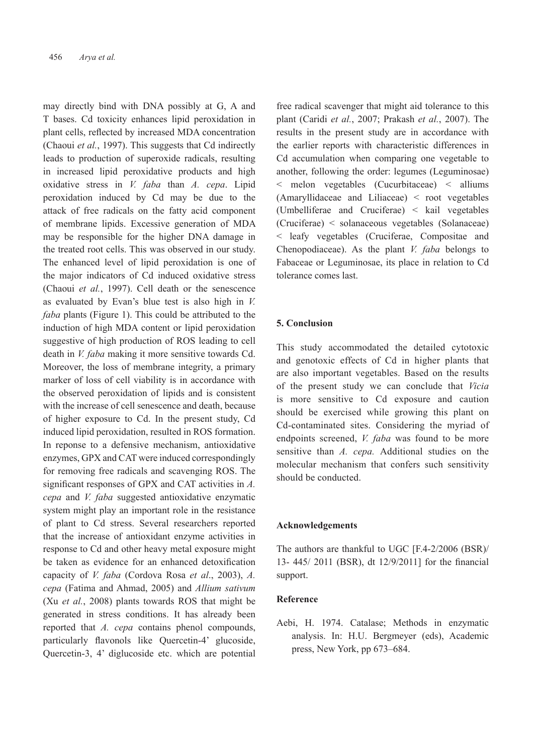may directly bind with DNA possibly at G, A and T bases. Cd toxicity enhances lipid peroxidation in plant cells, reflected by increased MDA concentration (Chaoui *et al.*, 1997). This suggests that Cd indirectly leads to production of superoxide radicals, resulting in increased lipid peroxidative products and high oxidative stress in *V. faba* than *A. cepa*. Lipid peroxidation induced by Cd may be due to the attack of free radicals on the fatty acid component of membrane lipids. Excessive generation of MDA may be responsible for the higher DNA damage in the treated root cells. This was observed in our study. The enhanced level of lipid peroxidation is one of the major indicators of Cd induced oxidative stress (Chaoui *et al.*, 1997). Cell death or the senescence as evaluated by Evan's blue test is also high in *V. faba* plants (Figure 1). This could be attributed to the induction of high MDA content or lipid peroxidation suggestive of high production of ROS leading to cell death in *V. faba* making it more sensitive towards Cd. Moreover, the loss of membrane integrity, a primary marker of loss of cell viability is in accordance with the observed peroxidation of lipids and is consistent with the increase of cell senescence and death, because of higher exposure to Cd. In the present study, Cd induced lipid peroxidation, resulted in ROS formation. In reponse to a defensive mechanism, antioxidative enzymes, GPX and CAT were induced correspondingly for removing free radicals and scavenging ROS. The significant responses of GPX and CAT activities in *A. cepa* and *V. faba* suggested antioxidative enzymatic system might play an important role in the resistance of plant to Cd stress. Several researchers reported that the increase of antioxidant enzyme activities in response to Cd and other heavy metal exposure might be taken as evidence for an enhanced detoxification capacity of *V. faba* (Cordova Rosa *et al*., 2003), *A. cepa* (Fatima and Ahmad, 2005) and *Allium sativum* (Xu *et al.*, 2008) plants towards ROS that might be generated in stress conditions. It has already been reported that *A. cepa* contains phenol compounds, particularly flavonols like Quercetin-4' glucoside, Quercetin-3, 4' diglucoside etc. which are potential free radical scavenger that might aid tolerance to this plant (Caridi *et al.*, 2007; Prakash *et al.*, 2007). The results in the present study are in accordance with the earlier reports with characteristic differences in Cd accumulation when comparing one vegetable to another, following the order: legumes (Leguminosae) < melon vegetables (Cucurbitaceae) < alliums (Amaryllidaceae and Liliaceae) < root vegetables (Umbelliferae and Cruciferae) < kail vegetables (Cruciferae) < solanaceous vegetables (Solanaceae) < leafy vegetables (Cruciferae, Compositae and Chenopodiaceae). As the plant *V. faba* belongs to Fabaceae or Leguminosae, its place in relation to Cd tolerance comes last.

## 5. Conclusion

This study accommodated the detailed cytotoxic and genotoxic effects of Cd in higher plants that are also important vegetables. Based on the results of the present study we can conclude that *Vicia* is more sensitive to Cd exposure and caution should be exercised while growing this plant on Cd-contaminated sites. Considering the myriad of endpoints screened, *V. faba* was found to be more sensitive than *A. cepa.* Additional studies on the molecular mechanism that confers such sensitivity should be conducted.

## Acknowledgements

The authors are thankful to UGC [F.4-2/2006 (BSR)/ 13- 445/ 2011 (BSR), dt 12/9/2011] for the financial support.

## Reference

Aebi, H. 1974. Catalase; Methods in enzymatic analysis. In: H.U. Bergmeyer (eds), Academic press, New York, pp 673–684.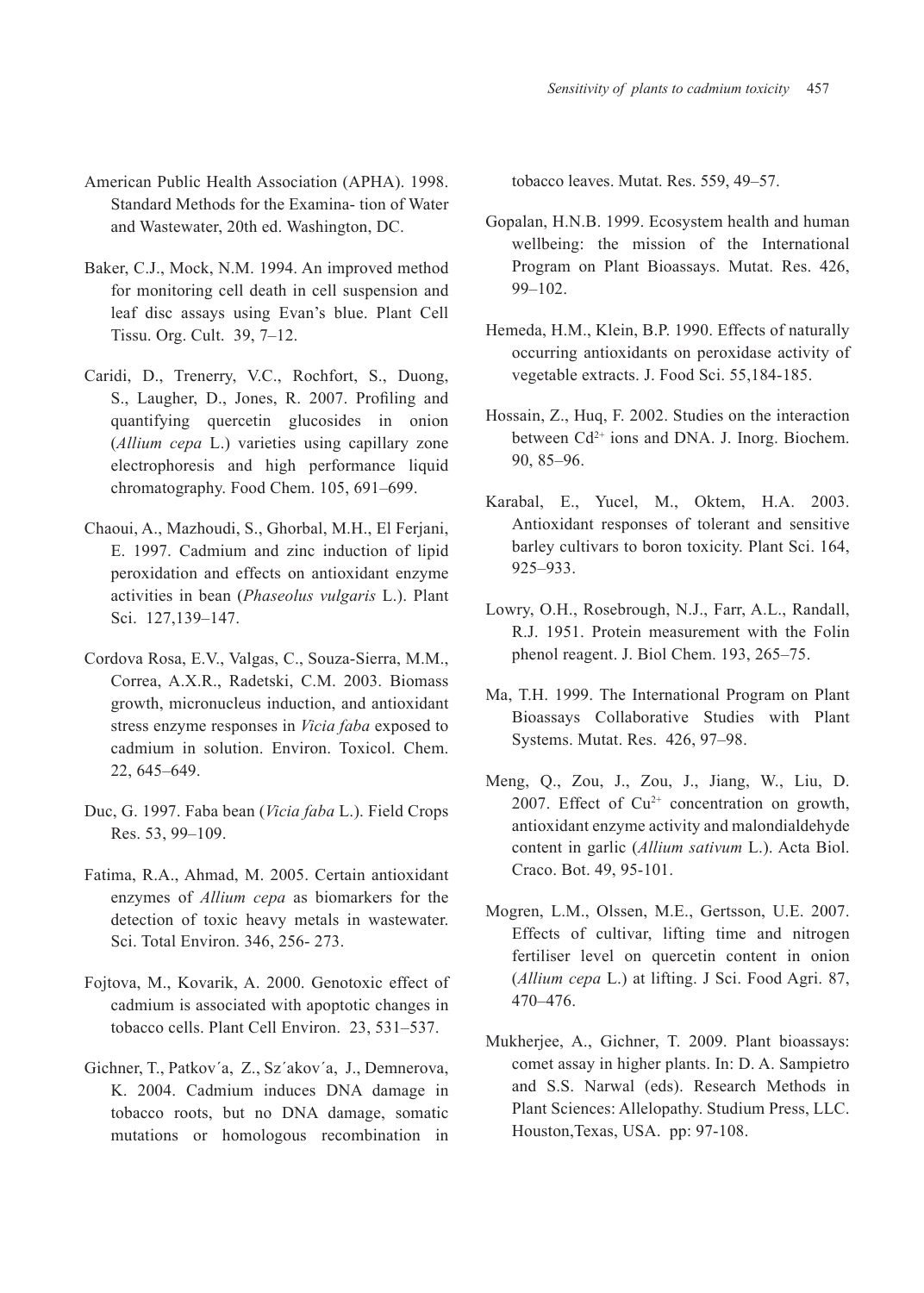American Public Health Association (APHA). 1998. Standard Methods for the Examina- tion of Water and Wastewater, 20th ed. Washington, DC.

Baker, C.J., Mock, N.M. 1994. An improved method for monitoring cell death in cell suspension and leaf disc assays using Evan's blue. Plant Cell Tissu. Org. Cult. 39, 7–12.

Caridi, D., Trenerry, V.C., Rochfort, S., Duong, S., Laugher, D., Jones, R. 2007. Profiling and quantifying quercetin glucosides in onion (*Allium cepa* L.) varieties using capillary zone electrophoresis and high performance liquid chromatography. Food Chem. 105, 691–699.

Chaoui, A., Mazhoudi, S., Ghorbal, M.H., El Ferjani, E. 1997. Cadmium and zinc induction of lipid peroxidation and effects on antioxidant enzyme activities in bean (*Phaseolus vulgaris* L.). Plant Sci. 127,139–147.

Cordova Rosa, E.V., Valgas, C., Souza-Sierra, M.M., Correa, A.X.R., Radetski, C.M. 2003. Biomass growth, micronucleus induction, and antioxidant stress enzyme responses in *Vicia faba* exposed to cadmium in solution. Environ. Toxicol. Chem. 22, 645–649.

Duc, G. 1997. Faba bean (*Vicia faba* L.). Field Crops Res. 53, 99–109.

Fatima, R.A., Ahmad, M. 2005. Certain antioxidant enzymes of *Allium cepa* as biomarkers for the detection of toxic heavy metals in wastewater. Sci. Total Environ. 346, 256- 273.

Fojtova, M., Kovarik, A. 2000. Genotoxic effect of cadmium is associated with apoptotic changes in tobacco cells. Plant Cell Environ. 23, 531–537.

Gichner, T., Patkov´a, Z., Sz´akov´a, J., Demnerova, K. 2004. Cadmium induces DNA damage in tobacco roots, but no DNA damage, somatic mutations or homologous recombination in tobacco leaves. Mutat. Res. 559, 49–57.

Gopalan, H.N.B. 1999. Ecosystem health and human wellbeing: the mission of the International Program on Plant Bioassays. Mutat. Res. 426, 99–102.

Hemeda, H.M., Klein, B.P. 1990. Effects of naturally occurring antioxidants on peroxidase activity of vegetable extracts. J. Food Sci. 55,184-185.

Hossain, Z., Huq, F. 2002. Studies on the interaction between $Cd^{2+}$ ions and DNA. J. Inorg. Biochem. 90, 85–96.

Karabal, E., Yucel, M., Oktem, H.A. 2003. Antioxidant responses of tolerant and sensitive barley cultivars to boron toxicity. Plant Sci. 164, 925–933.

Lowry, O.H., Rosebrough, N.J., Farr, A.L., Randall, R.J. 1951. Protein measurement with the Folin phenol reagent. J. Biol Chem. 193, 265–75.

Ma, T.H. 1999. The International Program on Plant Bioassays Collaborative Studies with Plant Systems. Mutat. Res. 426, 97–98.

Meng, Q., Zou, J., Zou, J., Jiang, W., Liu, D. 2007. Effect of $Cu^{2+}$ concentration on growth, antioxidant enzyme activity and malondialdehyde content in garlic (*Allium sativum* L.). Acta Biol. Craco. Bot. 49, 95-101.

Mogren, L.M., Olssen, M.E., Gertsson, U.E. 2007. Effects of cultivar, lifting time and nitrogen fertiliser level on quercetin content in onion (*Allium cepa* L.) at lifting. J Sci. Food Agri. 87, 470–476.

Mukherjee, A., Gichner, T. 2009. Plant bioassays: comet assay in higher plants. In: D. A. Sampietro and S.S. Narwal (eds). Research Methods in Plant Sciences: Allelopathy. Studium Press, LLC. Houston,Texas, USA. pp: 97-108.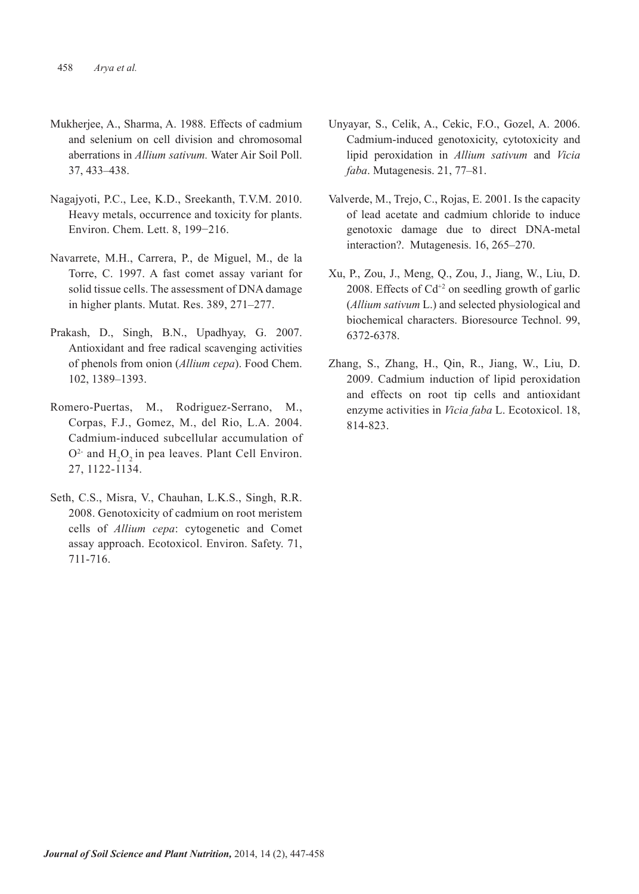Mukherjee, A., Sharma, A. 1988. Effects of cadmium and selenium on cell division and chromosomal aberrations in *Allium sativum.* Water Air Soil Poll. 37, 433–438.

Nagajyoti, P.C., Lee, K.D., Sreekanth, T.V.M. 2010. Heavy metals, occurrence and toxicity for plants. Environ. Chem. Lett. 8, 199−216.

Navarrete, M.H., Carrera, P., de Miguel, M., de la Torre, C. 1997. A fast comet assay variant for solid tissue cells. The assessment of DNA damage in higher plants. Mutat. Res. 389, 271–277.

Prakash, D., Singh, B.N., Upadhyay, G. 2007. Antioxidant and free radical scavenging activities of phenols from onion (*Allium cepa*). Food Chem. 102, 1389–1393.

Romero-Puertas, M., Rodriguez-Serrano, M., Corpas, F.J., Gomez, M., del Rio, L.A. 2004. Cadmium-induced subcellular accumulation of $O^{2-}$ and $H_2O_2$ in pea leaves. Plant Cell Environ. 27, 1122-1134.

Seth, C.S., Misra, V., Chauhan, L.K.S., Singh, R.R. 2008. Genotoxicity of cadmium on root meristem cells of *Allium cepa*: cytogenetic and Comet assay approach. Ecotoxicol. Environ. Safety. 71, 711-716.

Unyayar, S., Celik, A., Cekic, F.O., Gozel, A. 2006. Cadmium-induced genotoxicity, cytotoxicity and lipid peroxidation in *Allium sativum* and *Vicia faba*. Mutagenesis. 21, 77–81.

Valverde, M., Trejo, C., Rojas, E. 2001. Is the capacity of lead acetate and cadmium chloride to induce genotoxic damage due to direct DNA-metal interaction?. Mutagenesis. 16, 265–270.

Xu, P., Zou, J., Meng, Q., Zou, J., Jiang, W., Liu, D. 2008. Effects of $Cd^{+2}$ on seedling growth of garlic (*Allium sativum* L.) and selected physiological and biochemical characters. Bioresource Technol. 99, 6372-6378.

Zhang, S., Zhang, H., Qin, R., Jiang, W., Liu, D. 2009. Cadmium induction of lipid peroxidation and effects on root tip cells and antioxidant enzyme activities in *Vicia faba* L. Ecotoxicol. 18, 814-823.